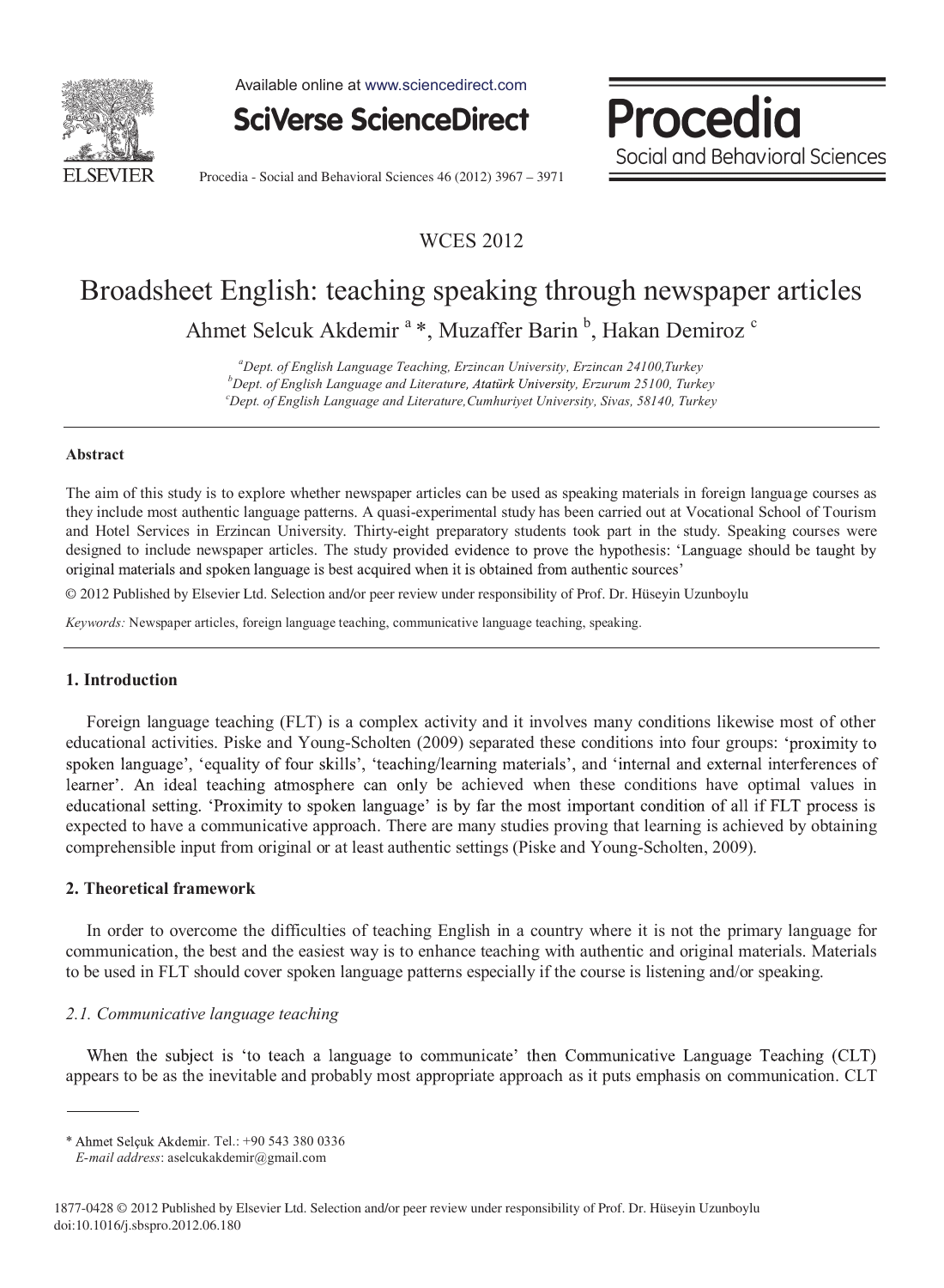WCES 2012

# Broadsheet English: teaching speaking through newspaper articles

Ahmet Selcuk Akdemir [a] *, Muzaffer Barin [b], Hakan Demiroz [c]

[a] *Dept. of English Language Teaching, Erzincan University, Erzincan 24100,Turkey*
[b] *Dept. of English Language and Literature, Atatürk University, Erzurum 25100, Turkey*
[c] *Dept. of English Language and Literature,Cumhuriyet University, Sivas, 58140, Turkey*

---

**Abstract**

The aim of this study is to explore whether newspaper articles can be used as speaking materials in foreign language courses as they include most authentic language patterns. A quasi-experimental study has been carried out at Vocational School of Tourism and Hotel Services in Erzincan University. Thirty-eight preparatory students took part in the study. Speaking courses were designed to include newspaper articles. The study provided evidence to prove the hypothesis: 'Language should be taught by original materials and spoken language is best acquired when it is obtained from authentic sources'

© 2012 Published by Elsevier Ltd. Selection and/or peer review under responsibility of Prof. Dr. Hüseyin Uzunboylu

*Keywords:* Newspaper articles, foreign language teaching, communicative language teaching, speaking.

---

## 1. Introduction

Foreign language teaching (FLT) is a complex activity and it involves many conditions likewise most of other educational activities. Piske and Young-Scholten (2009) separated these conditions into four groups: 'proximity to spoken language', 'equality of four skills', 'teaching/learning materials', and 'internal and external interferences of learner'. An ideal teaching atmosphere can only be achieved when these conditions have optimal values in educational setting. 'Proximity to spoken language' is by far the most important condition of all if FLT process is expected to have a communicative approach. There are many studies proving that learning is achieved by obtaining comprehensible input from original or at least authentic settings (Piske and Young-Scholten, 2009).

## 2. Theoretical framework

In order to overcome the difficulties of teaching English in a country where it is not the primary language for communication, the best and the easiest way is to enhance teaching with authentic and original materials. Materials to be used in FLT should cover spoken language patterns especially if the course is listening and/or speaking.

### *2.1. Communicative language teaching*

When the subject is 'to teach a language to communicate' then Communicative Language Teaching (CLT) appears to be as the inevitable and probably most appropriate approach as it puts emphasis on communication. CLT

---

\* Ahmet Selçuk Akdemir. Tel.: +90 543 380 0336
*E-mail address*: aselcukakdemir@gmail.com

1877-0428 © 2012 Published by Elsevier Ltd. Selection and/or peer review under responsibility of Prof. Dr. Hüseyin Uzunboylu
doi:10.1016/j.sbspro.2012.06.180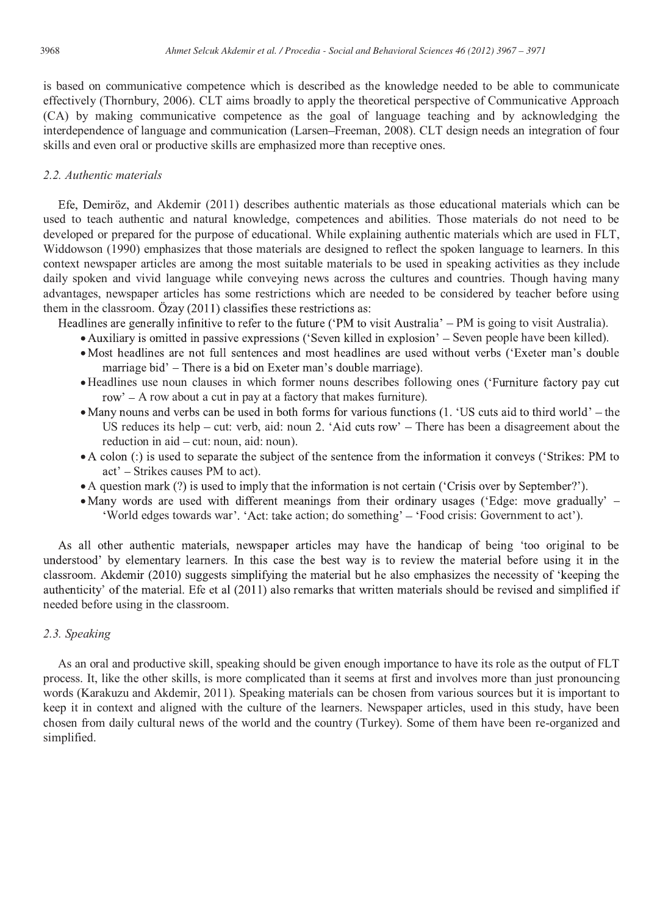is based on communicative competence which is described as the knowledge needed to be able to communicate effectively (Thornbury, 2006). CLT aims broadly to apply the theoretical perspective of Communicative Approach (CA) by making communicative competence as the goal of language teaching and by acknowledging the interdependence of language and communication (Larsen–Freeman, 2008). CLT design needs an integration of four skills and even oral or productive skills are emphasized more than receptive ones.

### *2.2. Authentic materials*

Efe, Demiröz, and Akdemir (2011) describes authentic materials as those educational materials which can be used to teach authentic and natural knowledge, competences and abilities. Those materials do not need to be developed or prepared for the purpose of educational. While explaining authentic materials which are used in FLT, Widdowson (1990) emphasizes that those materials are designed to reflect the spoken language to learners. In this context newspaper articles are among the most suitable materials to be used in speaking activities as they include daily spoken and vivid language while conveying news across the cultures and countries. Though having many advantages, newspaper articles has some restrictions which are needed to be considered by teacher before using them in the classroom. Özay (2011) classifies these restrictions as:

Headlines are generally infinitive to refer to the future ('PM to visit Australia' – PM is going to visit Australia).

- Auxiliary is omitted in passive expressions ('Seven killed in explosion' – Seven people have been killed).
- Most headlines are not full sentences and most headlines are used without verbs ('Exeter man's double marriage bid' – There is a bid on Exeter man's double marriage).
- Headlines use noun clauses in which former nouns describes following ones ('Furniture factory pay cut row' – A row about a cut in pay at a factory that makes furniture).
- Many nouns and verbs can be used in both forms for various functions (1. 'US cuts aid to third world' – the US reduces its help – cut: verb, aid: noun 2. 'Aid cuts row' – There has been a disagreement about the reduction in aid – cut: noun, aid: noun).
- A colon (:) is used to separate the subject of the sentence from the information it conveys ('Strikes: PM to act' – Strikes causes PM to act).
- A question mark (?) is used to imply that the information is not certain ('Crisis over by September?').
- Many words are used with different meanings from their ordinary usages ('Edge: move gradually' – 'World edges towards war'. 'Act: take action; do something' – 'Food crisis: Government to act').

As all other authentic materials, newspaper articles may have the handicap of being 'too original to be understood' by elementary learners. In this case the best way is to review the material before using it in the classroom. Akdemir (2010) suggests simplifying the material but he also emphasizes the necessity of 'keeping the authenticity' of the material. Efe et al (2011) also remarks that written materials should be revised and simplified if needed before using in the classroom.

### *2.3. Speaking*

As an oral and productive skill, speaking should be given enough importance to have its role as the output of FLT process. It, like the other skills, is more complicated than it seems at first and involves more than just pronouncing words (Karakuzu and Akdemir, 2011). Speaking materials can be chosen from various sources but it is important to keep it in context and aligned with the culture of the learners. Newspaper articles, used in this study, have been chosen from daily cultural news of the world and the country (Turkey). Some of them have been re-organized and simplified.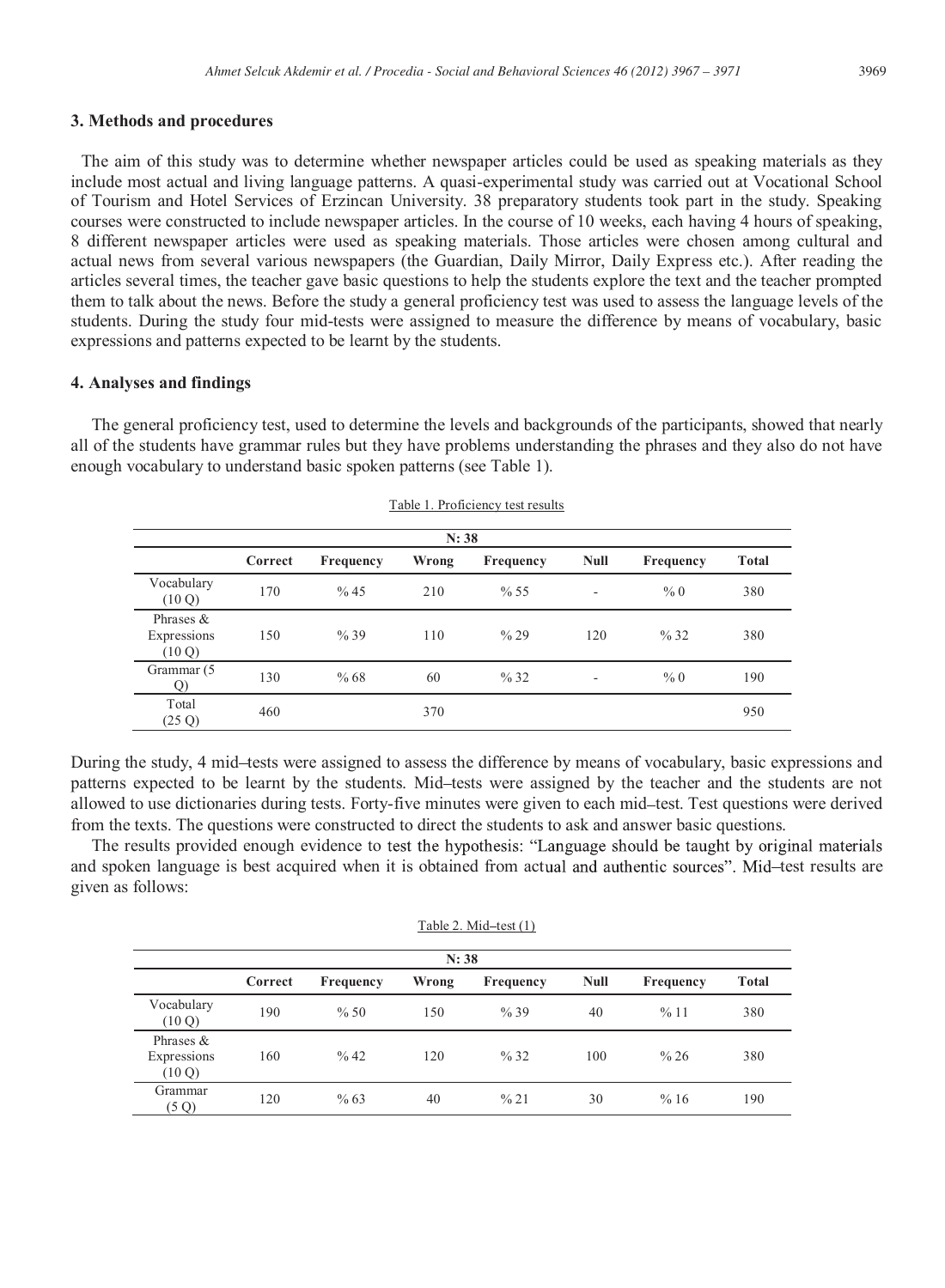## 3. Methods and procedures

The aim of this study was to determine whether newspaper articles could be used as speaking materials as they include most actual and living language patterns. A quasi-experimental study was carried out at Vocational School of Tourism and Hotel Services of Erzincan University. 38 preparatory students took part in the study. Speaking courses were constructed to include newspaper articles. In the course of 10 weeks, each having 4 hours of speaking, 8 different newspaper articles were used as speaking materials. Those articles were chosen among cultural and actual news from several various newspapers (the Guardian, Daily Mirror, Daily Express etc.). After reading the articles several times, the teacher gave basic questions to help the students explore the text and the teacher prompted them to talk about the news. Before the study a general proficiency test was used to assess the language levels of the students. During the study four mid-tests were assigned to measure the difference by means of vocabulary, basic expressions and patterns expected to be learnt by the students.

## 4. Analyses and findings

The general proficiency test, used to determine the levels and backgrounds of the participants, showed that nearly all of the students have grammar rules but they have problems understanding the phrases and they also do not have enough vocabulary to understand basic spoken patterns (see Table 1).

Table 1. Proficiency test results

| N: 38 | | | | | | | |
|---|---|---|---|---|---|---|---|
| | **Correct** | **Frequency** | **Wrong** | **Frequency** | **Null** | **Frequency** | **Total** |
| Vocabulary (10 Q) | 170 | % 45 | 210 | % 55 | - | % 0 | 380 |
| Phrases & Expressions (10 Q) | 150 | % 39 | 110 | % 29 | 120 | % 32 | 380 |
| Grammar (5 Q) | 130 | % 68 | 60 | % 32 | - | % 0 | 190 |
| Total (25 Q) | 460 | | 370 | | | | 950 |

During the study, 4 mid–tests were assigned to assess the difference by means of vocabulary, basic expressions and patterns expected to be learnt by the students. Mid–tests were assigned by the teacher and the students are not allowed to use dictionaries during tests. Forty-five minutes were given to each mid–test. Test questions were derived from the texts. The questions were constructed to direct the students to ask and answer basic questions.

The results provided enough evidence to test the hypothesis: "Language should be taught by original materials and spoken language is best acquired when it is obtained from actual and authentic sources". Mid–test results are given as follows:

Table 2. Mid–test (1)

| N: 38 | | | | | | | |
|---|---|---|---|---|---|---|---|
| | **Correct** | **Frequency** | **Wrong** | **Frequency** | **Null** | **Frequency** | **Total** |
| Vocabulary (10 Q) | 190 | % 50 | 150 | % 39 | 40 | % 11 | 380 |
| Phrases & Expressions (10 Q) | 160 | % 42 | 120 | % 32 | 100 | % 26 | 380 |
| Grammar (5 Q) | 120 | % 63 | 40 | % 21 | 30 | % 16 | 190 |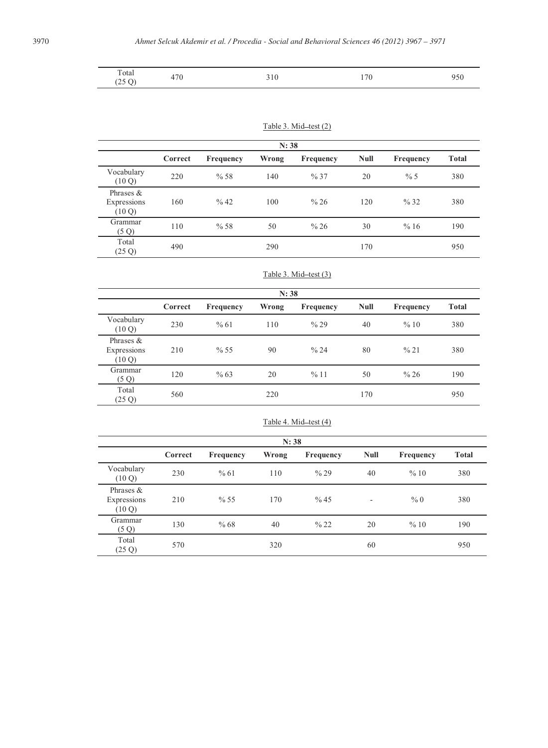| Total (25 Q) | 470 | | 310 | | 170 | | 950 |
|---|---|---|---|---|---|---|---|

Table 3. Mid–test (2)

| N: 38 | | | | | | | |
|---|---|---|---|---|---|---|---|
| | **Correct** | **Frequency** | **Wrong** | **Frequency** | **Null** | **Frequency** | **Total** |
| Vocabulary (10 Q) | 220 | % 58 | 140 | % 37 | 20 | % 5 | 380 |
| Phrases & Expressions (10 Q) | 160 | % 42 | 100 | % 26 | 120 | % 32 | 380 |
| Grammar (5 Q) | 110 | % 58 | 50 | % 26 | 30 | % 16 | 190 |
| Total (25 Q) | 490 | | 290 | | 170 | | 950 |

Table 3. Mid–test (3)

| N: 38 | | | | | | | |
|---|---|---|---|---|---|---|---|
| | **Correct** | **Frequency** | **Wrong** | **Frequency** | **Null** | **Frequency** | **Total** |
| Vocabulary (10 Q) | 230 | % 61 | 110 | % 29 | 40 | % 10 | 380 |
| Phrases & Expressions (10 Q) | 210 | % 55 | 90 | % 24 | 80 | % 21 | 380 |
| Grammar (5 Q) | 120 | % 63 | 20 | % 11 | 50 | % 26 | 190 |
| Total (25 Q) | 560 | | 220 | | 170 | | 950 |

Table 4. Mid–test (4)

| N: 38 | | | | | | | |
|---|---|---|---|---|---|---|---|
| | **Correct** | **Frequency** | **Wrong** | **Frequency** | **Null** | **Frequency** | **Total** |
| Vocabulary (10 Q) | 230 | % 61 | 110 | % 29 | 40 | % 10 | 380 |
| Phrases & Expressions (10 Q) | 210 | % 55 | 170 | % 45 | - | % 0 | 380 |
| Grammar (5 Q) | 130 | % 68 | 40 | % 22 | 20 | % 10 | 190 |
| Total (25 Q) | 570 | | 320 | | 60 | | 950 |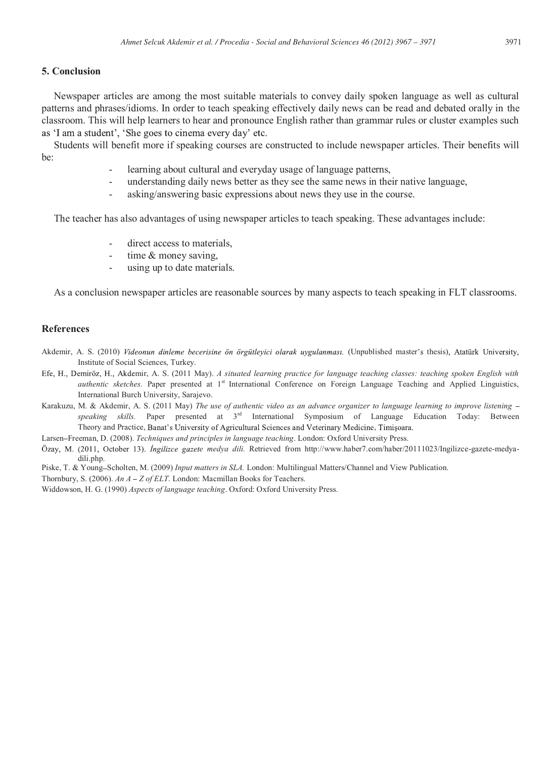## 5. Conclusion

Newspaper articles are among the most suitable materials to convey daily spoken language as well as cultural patterns and phrases/idioms. In order to teach speaking effectively daily news can be read and debated orally in the classroom. This will help learners to hear and pronounce English rather than grammar rules or cluster examples such as 'I am a student', 'She goes to cinema every day' etc.

Students will benefit more if speaking courses are constructed to include newspaper articles. Their benefits will be:

- learning about cultural and everyday usage of language patterns,
- understanding daily news better as they see the same news in their native language,
- asking/answering basic expressions about news they use in the course.

The teacher has also advantages of using newspaper articles to teach speaking. These advantages include:

- direct access to materials,
- time & money saving,
- using up to date materials.

As a conclusion newspaper articles are reasonable sources by many aspects to teach speaking in FLT classrooms.

## References

Akdemir, A. S. (2010) *Videonun dinleme becerisine ön örgütleyici olarak uygulanması.* (Unpublished master's thesis), Atatürk University, Institute of Social Sciences, Turkey.

Efe, H., Demiröz, H., Akdemir, A. S. (2011 May). *A situated learning practice for language teaching classes: teaching spoken English with authentic sketches.* Paper presented at 1st International Conference on Foreign Language Teaching and Applied Linguistics, International Burch University, Sarajevo.

Karakuzu, M. & Akdemir, A. S. (2011 May) *The use of authentic video as an advance organizer to language learning to improve listening – speaking skills.* Paper presented at 3rd International Symposium of Language Education Today: Between Theory and Practice, Banat's University of Agricultural Sciences and Veterinary Medicine, Timişoara.

Larsen–Freeman, D. (2008). *Techniques and principles in language teaching*. London: Oxford University Press.

Özay, M. (2011, October 13). *İngilizce gazete medya dili.* Retrieved from http://www.haber7.com/haber/20111023/Ingilizce-gazete-medya-dili.php.

Piske, T. & Young–Scholten, M. (2009) *Input matters in SLA.* London: Multilingual Matters/Channel and View Publication.

Thornbury, S. (2006). *An A – Z of ELT*. London: Macmillan Books for Teachers.

Widdowson, H. G. (1990) *Aspects of language teaching*. Oxford: Oxford University Press.